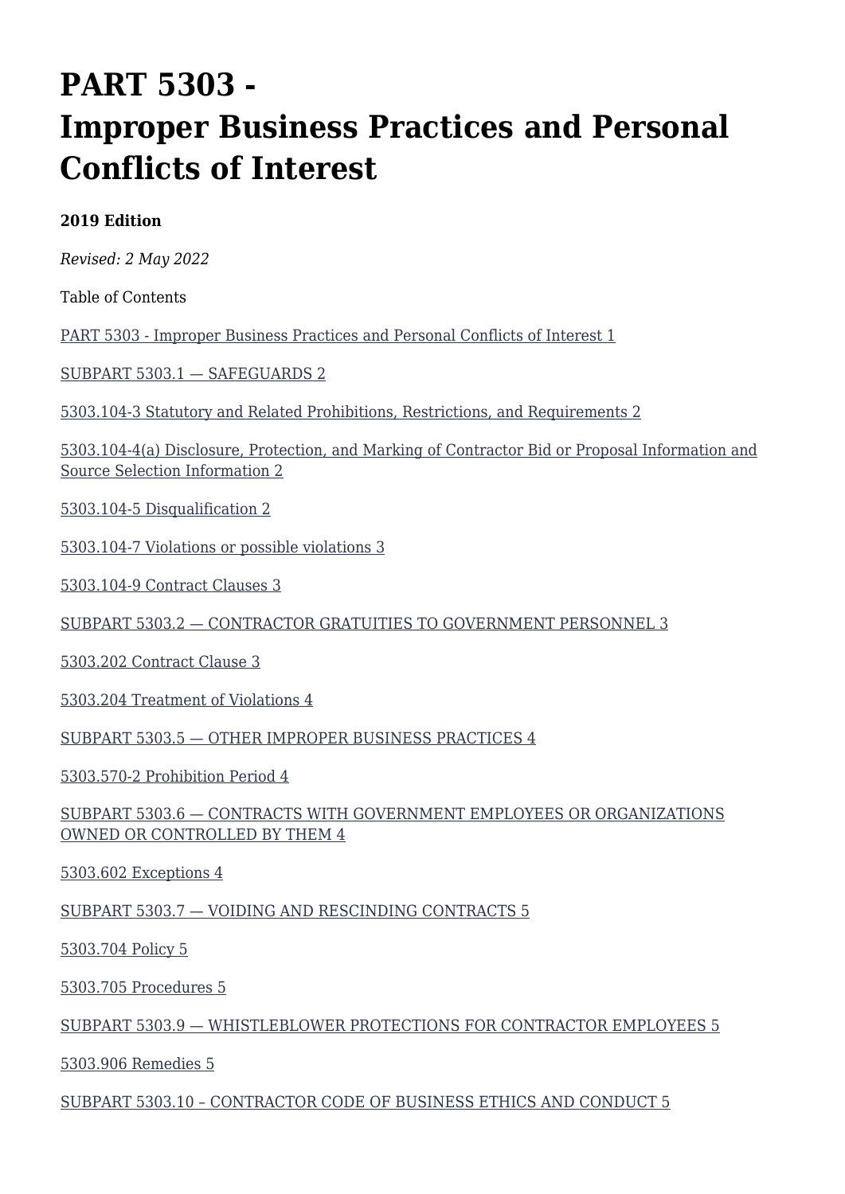# PART 5303 - Improper Business Practices and Personal Conflicts of Interest

**2019 Edition**

*Revised: 2 May 2022*

Table of Contents

PART 5303 - Improper Business Practices and Personal Conflicts of Interest 1

SUBPART 5303.1 — SAFEGUARDS 2

5303.104-3 Statutory and Related Prohibitions, Restrictions, and Requirements 2

5303.104-4(a) Disclosure, Protection, and Marking of Contractor Bid or Proposal Information and Source Selection Information 2

5303.104-5 Disqualification 2

5303.104-7 Violations or possible violations 3

5303.104-9 Contract Clauses 3

SUBPART 5303.2 — CONTRACTOR GRATUITIES TO GOVERNMENT PERSONNEL 3

5303.202 Contract Clause 3

5303.204 Treatment of Violations 4

SUBPART 5303.5 — OTHER IMPROPER BUSINESS PRACTICES 4

5303.570-2 Prohibition Period 4

SUBPART 5303.6 — CONTRACTS WITH GOVERNMENT EMPLOYEES OR ORGANIZATIONS OWNED OR CONTROLLED BY THEM 4

5303.602 Exceptions 4

SUBPART 5303.7 — VOIDING AND RESCINDING CONTRACTS 5

5303.704 Policy 5

5303.705 Procedures 5

SUBPART 5303.9 — WHISTLEBLOWER PROTECTIONS FOR CONTRACTOR EMPLOYEES 5

5303.906 Remedies 5

SUBPART 5303.10 – CONTRACTOR CODE OF BUSINESS ETHICS AND CONDUCT 5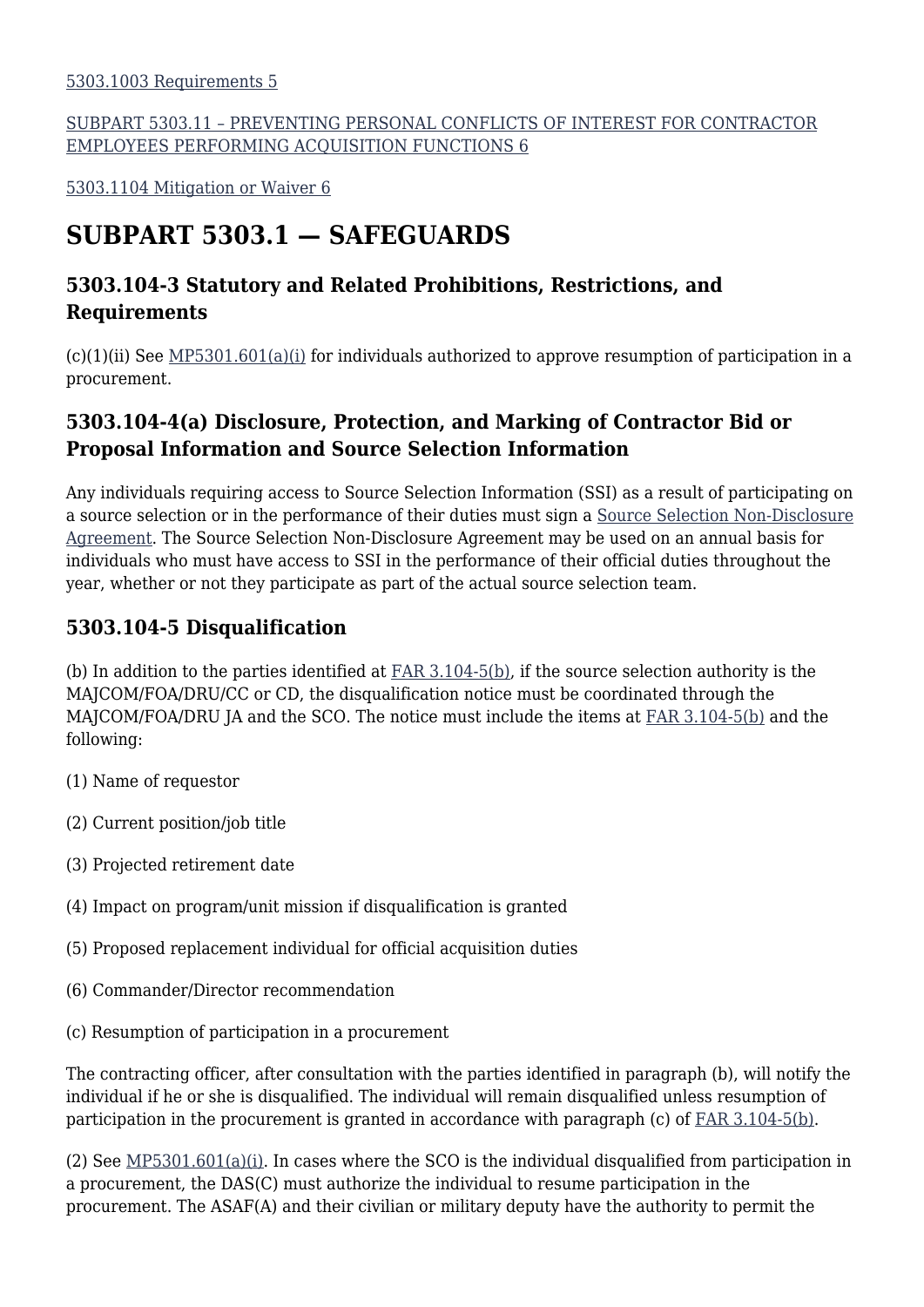[5303.1003 Requirements 5](#)

[SUBPART 5303.11 – PREVENTING PERSONAL CONFLICTS OF INTEREST FOR CONTRACTOR EMPLOYEES PERFORMING ACQUISITION FUNCTIONS 6](#)

[5303.1104 Mitigation or Waiver 6](#)

# SUBPART 5303.1 — SAFEGUARDS

### 5303.104-3 Statutory and Related Prohibitions, Restrictions, and Requirements

(c)(1)(ii) See [MP5301.601(a)(i)](#) for individuals authorized to approve resumption of participation in a procurement.

### 5303.104-4(a) Disclosure, Protection, and Marking of Contractor Bid or Proposal Information and Source Selection Information

Any individuals requiring access to Source Selection Information (SSI) as a result of participating on a source selection or in the performance of their duties must sign a [Source Selection Non-Disclosure Agreement](#). The Source Selection Non-Disclosure Agreement may be used on an annual basis for individuals who must have access to SSI in the performance of their official duties throughout the year, whether or not they participate as part of the actual source selection team.

### 5303.104-5 Disqualification

(b) In addition to the parties identified at [FAR 3.104-5(b)](#), if the source selection authority is the MAJCOM/FOA/DRU/CC or CD, the disqualification notice must be coordinated through the MAJCOM/FOA/DRU JA and the SCO. The notice must include the items at [FAR 3.104-5(b)](#) and the following:

(1) Name of requestor

(2) Current position/job title

(3) Projected retirement date

(4) Impact on program/unit mission if disqualification is granted

(5) Proposed replacement individual for official acquisition duties

(6) Commander/Director recommendation

(c) Resumption of participation in a procurement

The contracting officer, after consultation with the parties identified in paragraph (b), will notify the individual if he or she is disqualified. The individual will remain disqualified unless resumption of participation in the procurement is granted in accordance with paragraph (c) of [FAR 3.104-5(b)](#).

(2) See [MP5301.601(a)(i)](#). In cases where the SCO is the individual disqualified from participation in a procurement, the DAS(C) must authorize the individual to resume participation in the procurement. The ASAF(A) and their civilian or military deputy have the authority to permit the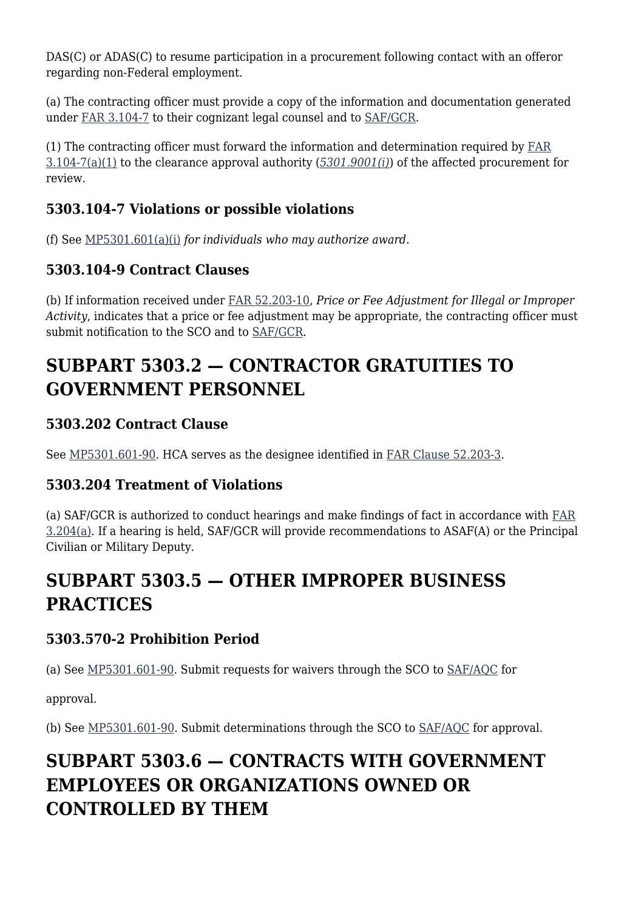DAS(C) or ADAS(C) to resume participation in a procurement following contact with an offeror regarding non-Federal employment.

(a) The contracting officer must provide a copy of the information and documentation generated under FAR 3.104-7 to their cognizant legal counsel and to SAF/GCR.

(1) The contracting officer must forward the information and determination required by FAR 3.104-7(a)(1) to the clearance approval authority (*5301.9001(i)*) of the affected procurement for review.

### 5303.104-7 Violations or possible violations

(f) See MP5301.601(a)(i) *for individuals who may authorize award*.

### 5303.104-9 Contract Clauses

(b) If information received under FAR 52.203-10, *Price or Fee Adjustment for Illegal or Improper Activity*, indicates that a price or fee adjustment may be appropriate, the contracting officer must submit notification to the SCO and to SAF/GCR.

## SUBPART 5303.2 — CONTRACTOR GRATUITIES TO GOVERNMENT PERSONNEL

### 5303.202 Contract Clause

See MP5301.601-90. HCA serves as the designee identified in FAR Clause 52.203-3.

### 5303.204 Treatment of Violations

(a) SAF/GCR is authorized to conduct hearings and make findings of fact in accordance with FAR 3.204(a). If a hearing is held, SAF/GCR will provide recommendations to ASAF(A) or the Principal Civilian or Military Deputy.

## SUBPART 5303.5 — OTHER IMPROPER BUSINESS PRACTICES

### 5303.570-2 Prohibition Period

(a) See MP5301.601-90. Submit requests for waivers through the SCO to SAF/AQC for

approval.

(b) See MP5301.601-90. Submit determinations through the SCO to SAF/AQC for approval.

## SUBPART 5303.6 — CONTRACTS WITH GOVERNMENT EMPLOYEES OR ORGANIZATIONS OWNED OR CONTROLLED BY THEM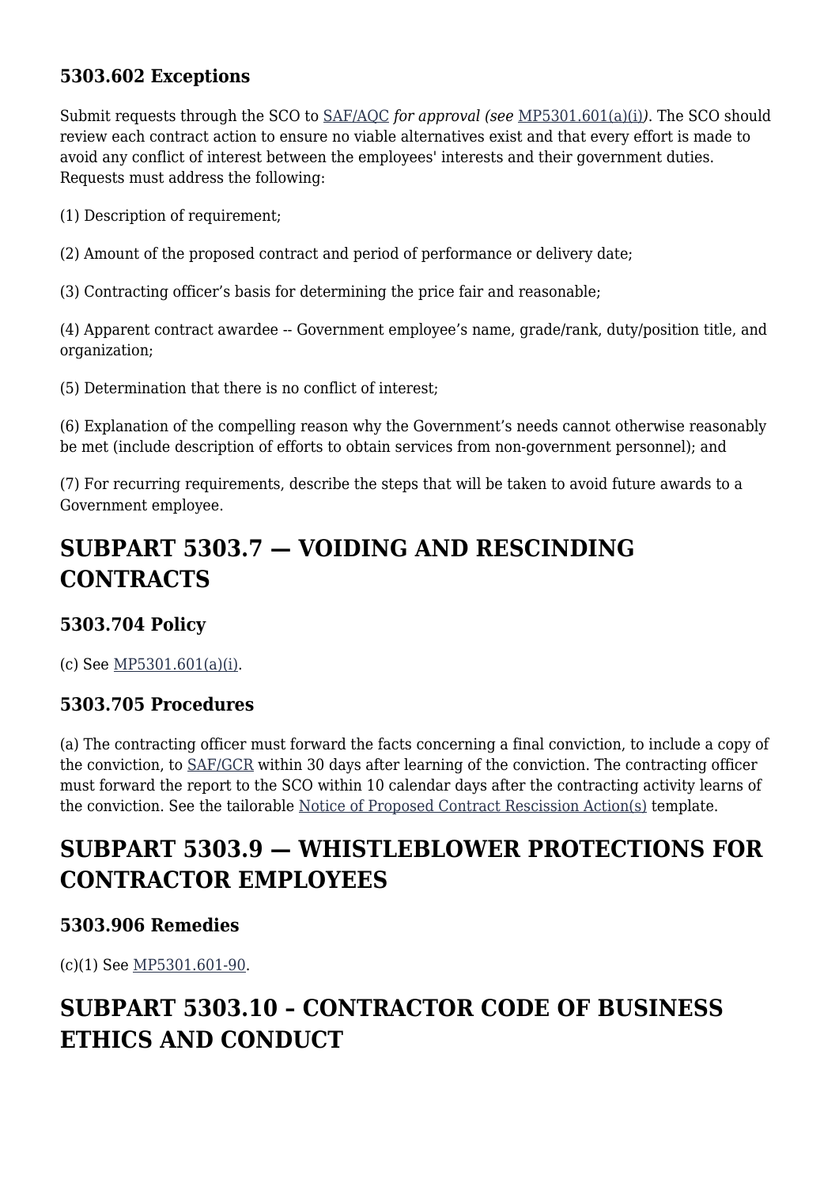### 5303.602 Exceptions

Submit requests through the SCO to SAF/AQC *for approval (see* MP5301.601(a)(i)*)*. The SCO should review each contract action to ensure no viable alternatives exist and that every effort is made to avoid any conflict of interest between the employees' interests and their government duties. Requests must address the following:

(1) Description of requirement;

(2) Amount of the proposed contract and period of performance or delivery date;

(3) Contracting officer's basis for determining the price fair and reasonable;

(4) Apparent contract awardee -- Government employee's name, grade/rank, duty/position title, and organization;

(5) Determination that there is no conflict of interest;

(6) Explanation of the compelling reason why the Government's needs cannot otherwise reasonably be met (include description of efforts to obtain services from non-government personnel); and

(7) For recurring requirements, describe the steps that will be taken to avoid future awards to a Government employee.

## SUBPART 5303.7 — VOIDING AND RESCINDING CONTRACTS

### 5303.704 Policy

(c) See MP5301.601(a)(i).

### 5303.705 Procedures

(a) The contracting officer must forward the facts concerning a final conviction, to include a copy of the conviction, to SAF/GCR within 30 days after learning of the conviction. The contracting officer must forward the report to the SCO within 10 calendar days after the contracting activity learns of the conviction. See the tailorable Notice of Proposed Contract Rescission Action(s) template.

## SUBPART 5303.9 — WHISTLEBLOWER PROTECTIONS FOR CONTRACTOR EMPLOYEES

### 5303.906 Remedies

(c)(1) See MP5301.601-90.

## SUBPART 5303.10 – CONTRACTOR CODE OF BUSINESS ETHICS AND CONDUCT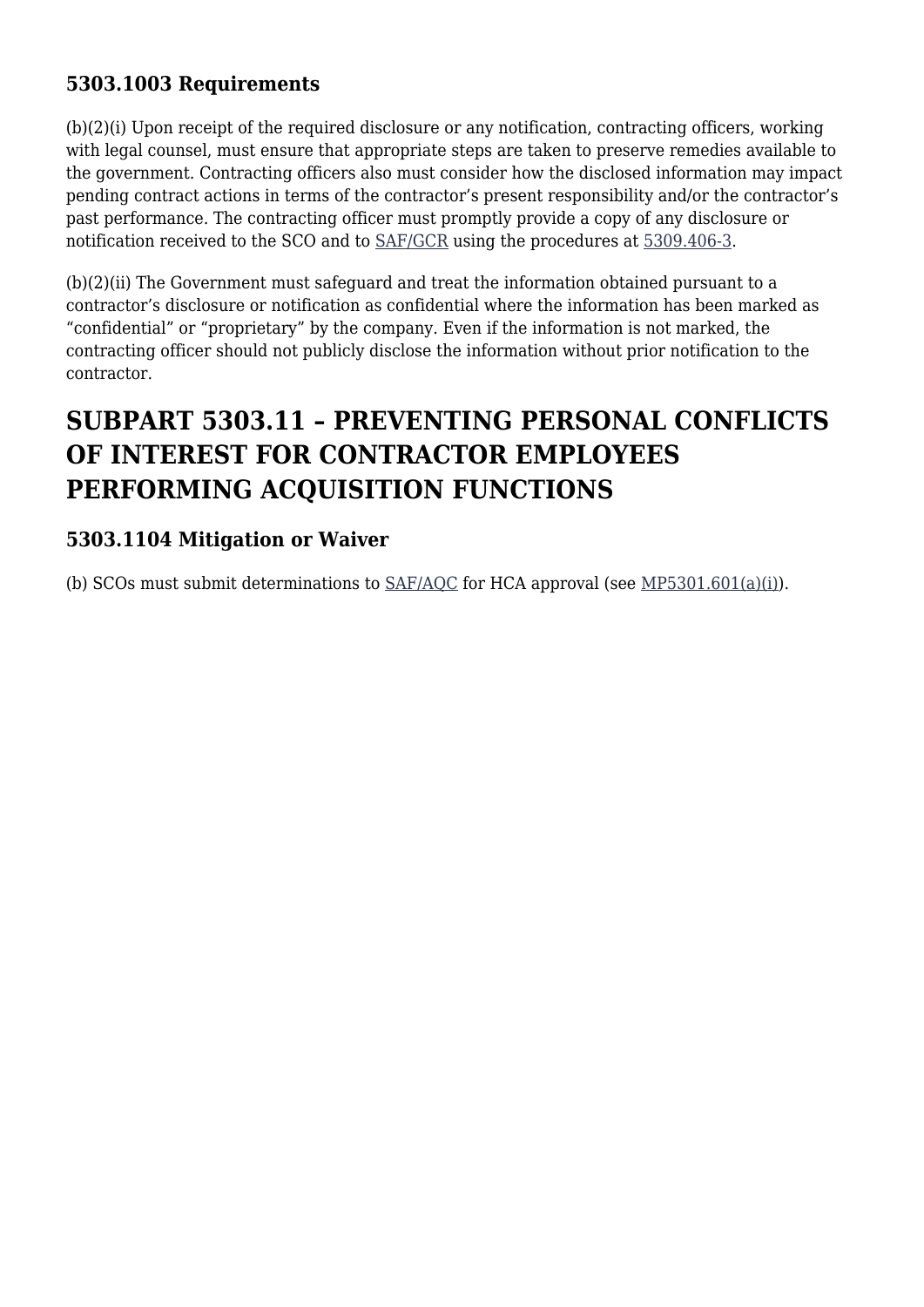### 5303.1003 Requirements

(b)(2)(i) Upon receipt of the required disclosure or any notification, contracting officers, working with legal counsel, must ensure that appropriate steps are taken to preserve remedies available to the government. Contracting officers also must consider how the disclosed information may impact pending contract actions in terms of the contractor's present responsibility and/or the contractor's past performance. The contracting officer must promptly provide a copy of any disclosure or notification received to the SCO and to SAF/GCR using the procedures at 5309.406-3.

(b)(2)(ii) The Government must safeguard and treat the information obtained pursuant to a contractor's disclosure or notification as confidential where the information has been marked as "confidential" or "proprietary" by the company. Even if the information is not marked, the contracting officer should not publicly disclose the information without prior notification to the contractor.

## SUBPART 5303.11 – PREVENTING PERSONAL CONFLICTS OF INTEREST FOR CONTRACTOR EMPLOYEES PERFORMING ACQUISITION FUNCTIONS

### 5303.1104 Mitigation or Waiver

(b) SCOs must submit determinations to SAF/AQC for HCA approval (see MP5301.601(a)(i)).